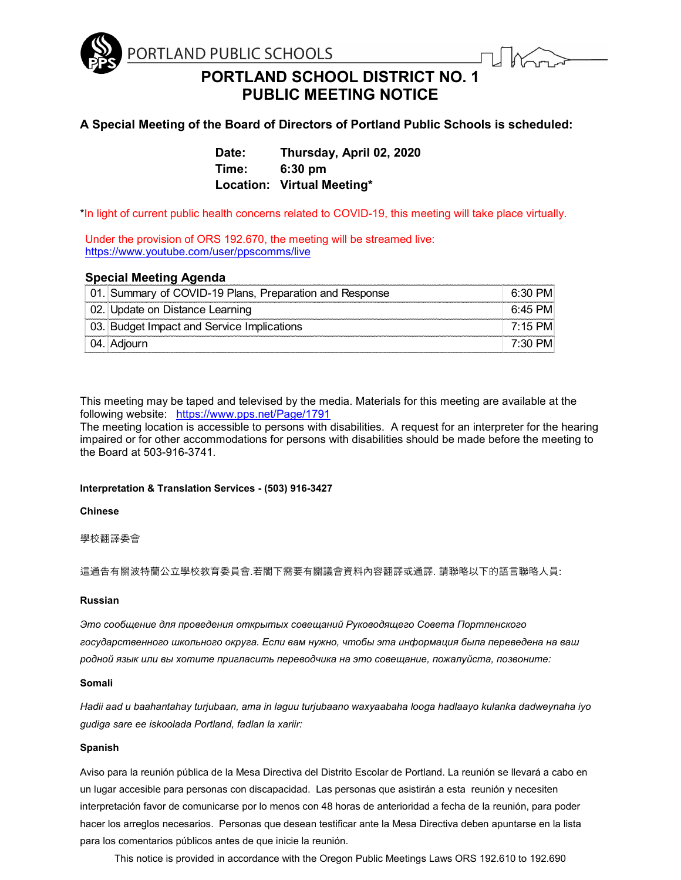PORTLAND PUBLIC SCHOOLS

# PORTLAND SCHOOL DISTRICT NO. 1
# PUBLIC MEETING NOTICE

**A Special Meeting of the Board of Directors of Portland Public Schools is scheduled:**

**Date:** Thursday, April 02, 2020
**Time:** 6:30 pm
**Location:** Virtual Meeting*

*In light of current public health concerns related to COVID-19, this meeting will take place virtually.

Under the provision of ORS 192.670, the meeting will be streamed live:
https://www.youtube.com/user/ppscomms/live

## Special Meeting Agenda

| | | |
|---|---|---|
| 01. | Summary of COVID-19 Plans, Preparation and Response | 6:30 PM |
| 02. | Update on Distance Learning | 6:45 PM |
| 03. | Budget Impact and Service Implications | 7:15 PM |
| 04. | Adjourn | 7:30 PM |

This meeting may be taped and televised by the media. Materials for this meeting are available at the following website: https://www.pps.net/Page/1791
The meeting location is accessible to persons with disabilities. A request for an interpreter for the hearing impaired or for other accommodations for persons with disabilities should be made before the meeting to the Board at 503-916-3741.

**Interpretation & Translation Services - (503) 916-3427**

**Chinese**

學校翻譯委會

這通告有關波特蘭公立學校教育委員會.若閣下需要有關議會資料內容翻譯或通譯. 請聯略以下的語言聯略人員:

**Russian**

*Это сообщение для проведения открытых совещаний Руководящего Совета Портленского государственного школьного округа. Если вам нужно, чтобы эта информация была переведена на ваш родной язык или вы хотите пригласить переводчика на это совещание, пожалуйста, позвоните:*

**Somali**

*Hadii aad u baahantahay turjubaan, ama in laguu turjubaano waxyaabaha looga hadlaayo kulanka dadweynaha iyo gudiga sare ee iskoolada Portland, fadlan la xariir:*

**Spanish**

Aviso para la reunión pública de la Mesa Directiva del Distrito Escolar de Portland. La reunión se llevará a cabo en un lugar accesible para personas con discapacidad. Las personas que asistirán a esta reunión y necesiten interpretación favor de comunicarse por lo menos con 48 horas de anterioridad a fecha de la reunión, para poder hacer los arreglos necesarios. Personas que desean testificar ante la Mesa Directiva deben apuntarse en la lista para los comentarios públicos antes de que inicie la reunión.

This notice is provided in accordance with the Oregon Public Meetings Laws ORS 192.610 to 192.690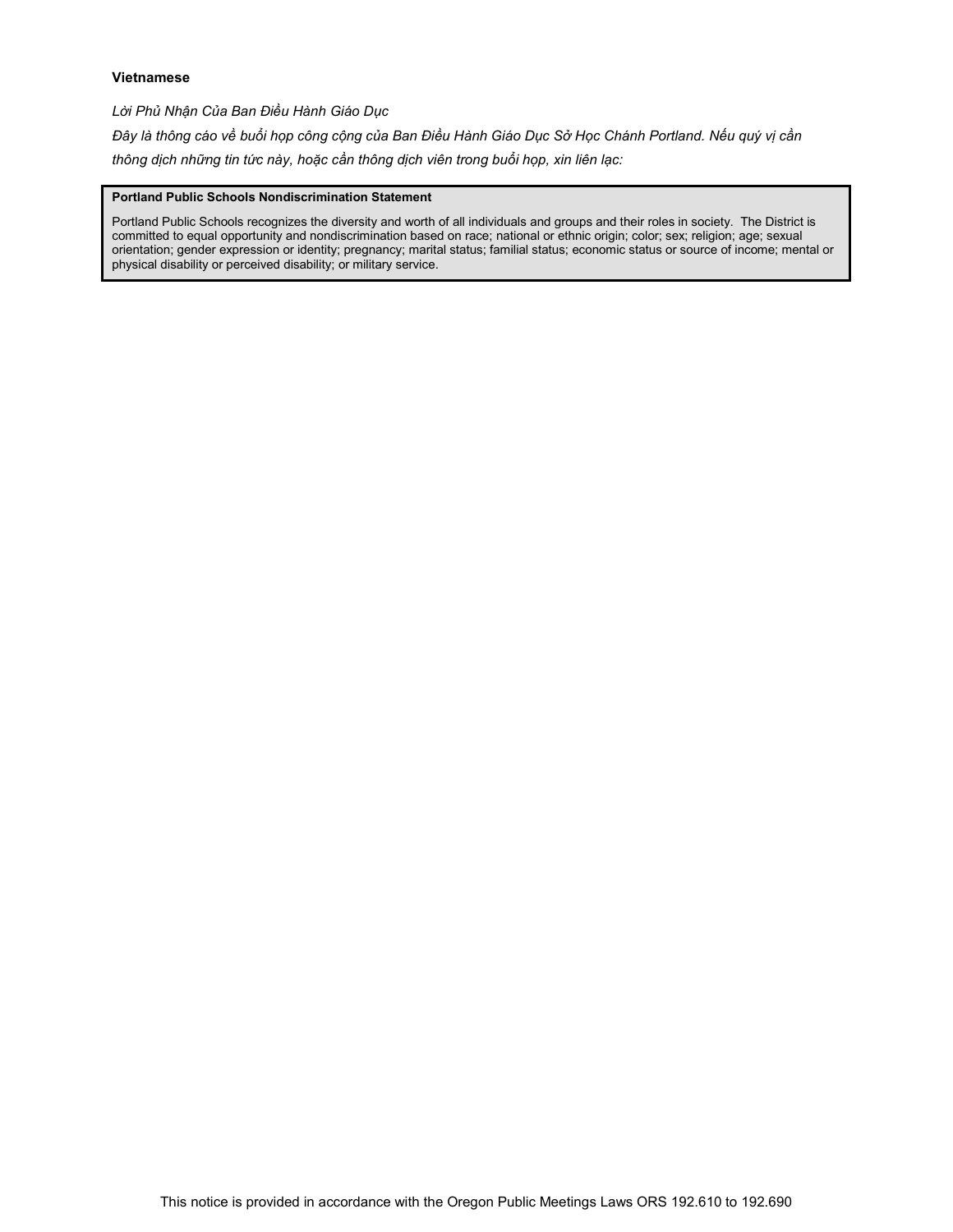**Vietnamese**

*Lời Phủ Nhận Của Ban Điều Hành Giáo Dục*

*Đây là thông cáo về buổi họp công cộng của Ban Điều Hành Giáo Dục Sở Học Chánh Portland. Nếu quý vị cần thông dịch những tin tức này, hoặc cần thông dịch viên trong buổi họp, xin liên lạc:*

**Portland Public Schools Nondiscrimination Statement**

Portland Public Schools recognizes the diversity and worth of all individuals and groups and their roles in society. The District is committed to equal opportunity and nondiscrimination based on race; national or ethnic origin; color; sex; religion; age; sexual orientation; gender expression or identity; pregnancy; marital status; familial status; economic status or source of income; mental or physical disability or perceived disability; or military service.

This notice is provided in accordance with the Oregon Public Meetings Laws ORS 192.610 to 192.690